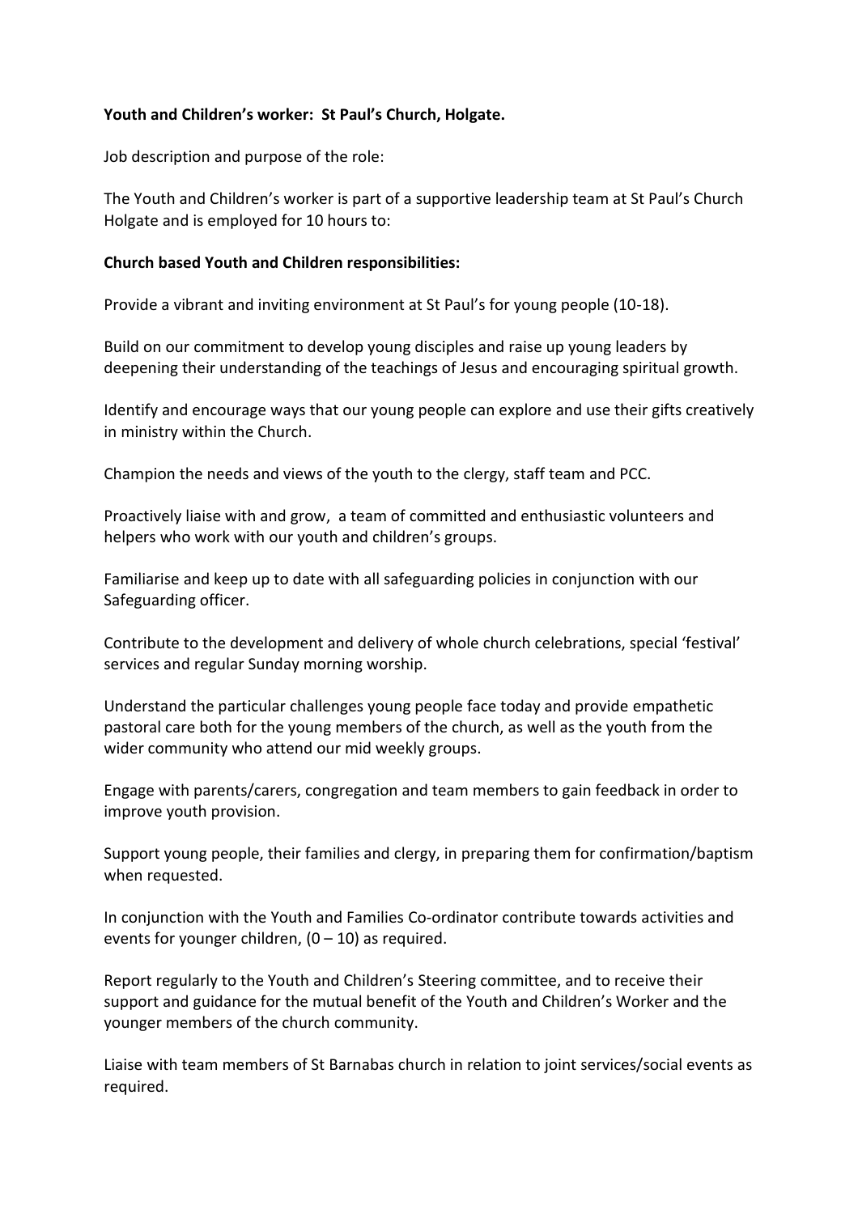**Youth and Children's worker: St Paul's Church, Holgate.**

Job description and purpose of the role:

The Youth and Children's worker is part of a supportive leadership team at St Paul's Church Holgate and is employed for 10 hours to:

**Church based Youth and Children responsibilities:**

Provide a vibrant and inviting environment at St Paul's for young people (10-18).

Build on our commitment to develop young disciples and raise up young leaders by deepening their understanding of the teachings of Jesus and encouraging spiritual growth.

Identify and encourage ways that our young people can explore and use their gifts creatively in ministry within the Church.

Champion the needs and views of the youth to the clergy, staff team and PCC.

Proactively liaise with and grow, a team of committed and enthusiastic volunteers and helpers who work with our youth and children's groups.

Familiarise and keep up to date with all safeguarding policies in conjunction with our Safeguarding officer.

Contribute to the development and delivery of whole church celebrations, special 'festival' services and regular Sunday morning worship.

Understand the particular challenges young people face today and provide empathetic pastoral care both for the young members of the church, as well as the youth from the wider community who attend our mid weekly groups.

Engage with parents/carers, congregation and team members to gain feedback in order to improve youth provision.

Support young people, their families and clergy, in preparing them for confirmation/baptism when requested.

In conjunction with the Youth and Families Co-ordinator contribute towards activities and events for younger children, (0 – 10) as required.

Report regularly to the Youth and Children's Steering committee, and to receive their support and guidance for the mutual benefit of the Youth and Children's Worker and the younger members of the church community.

Liaise with team members of St Barnabas church in relation to joint services/social events as required.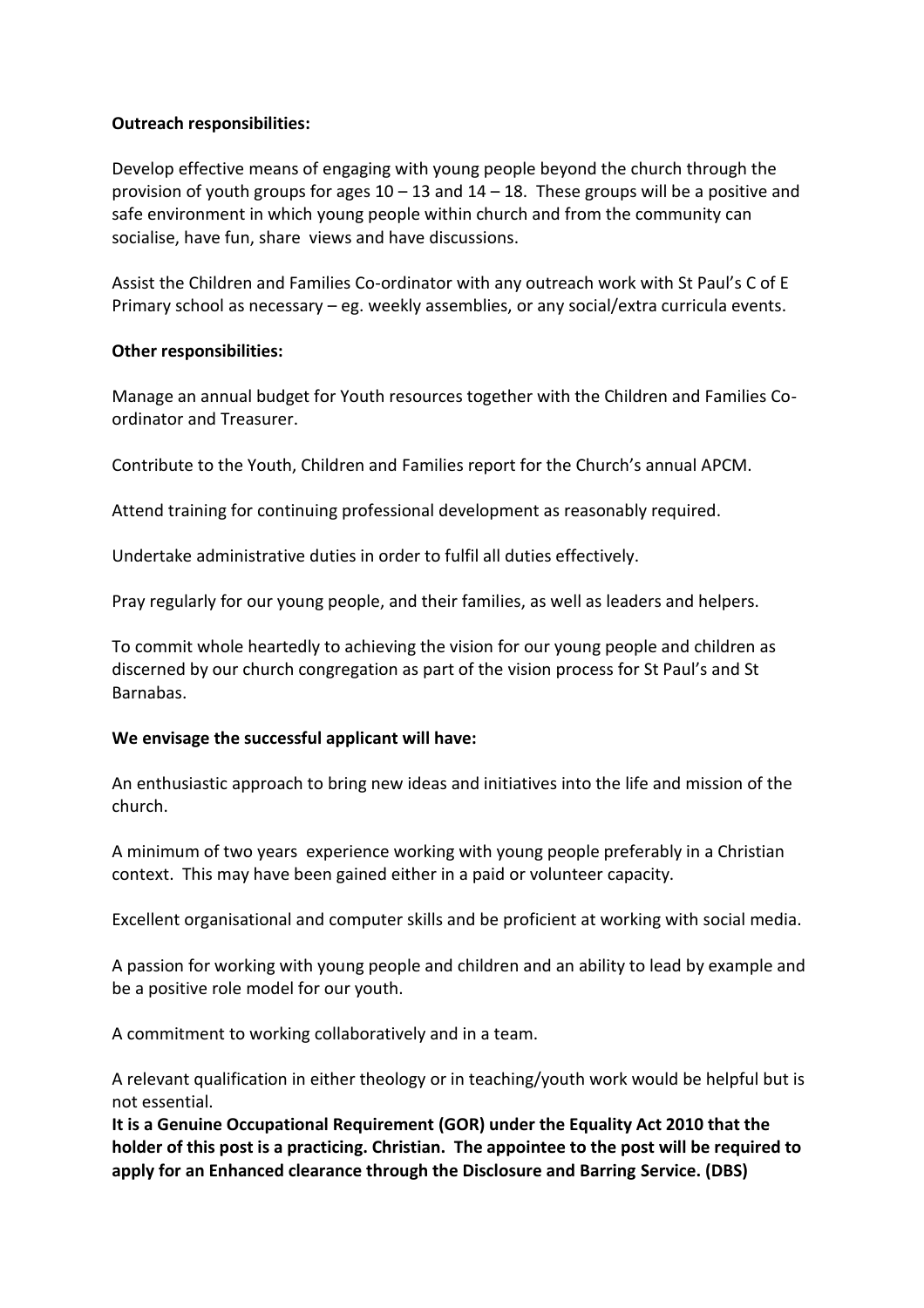**Outreach responsibilities:**

Develop effective means of engaging with young people beyond the church through the provision of youth groups for ages 10 – 13 and 14 – 18. These groups will be a positive and safe environment in which young people within church and from the community can socialise, have fun, share views and have discussions.

Assist the Children and Families Co-ordinator with any outreach work with St Paul's C of E Primary school as necessary – eg. weekly assemblies, or any social/extra curricula events.

**Other responsibilities:**

Manage an annual budget for Youth resources together with the Children and Families Co-ordinator and Treasurer.

Contribute to the Youth, Children and Families report for the Church's annual APCM.

Attend training for continuing professional development as reasonably required.

Undertake administrative duties in order to fulfil all duties effectively.

Pray regularly for our young people, and their families, as well as leaders and helpers.

To commit whole heartedly to achieving the vision for our young people and children as discerned by our church congregation as part of the vision process for St Paul's and St Barnabas.

**We envisage the successful applicant will have:**

An enthusiastic approach to bring new ideas and initiatives into the life and mission of the church.

A minimum of two years experience working with young people preferably in a Christian context. This may have been gained either in a paid or volunteer capacity.

Excellent organisational and computer skills and be proficient at working with social media.

A passion for working with young people and children and an ability to lead by example and be a positive role model for our youth.

A commitment to working collaboratively and in a team.

A relevant qualification in either theology or in teaching/youth work would be helpful but is not essential.

**It is a Genuine Occupational Requirement (GOR) under the Equality Act 2010 that the holder of this post is a practicing. Christian. The appointee to the post will be required to apply for an Enhanced clearance through the Disclosure and Barring Service. (DBS)**